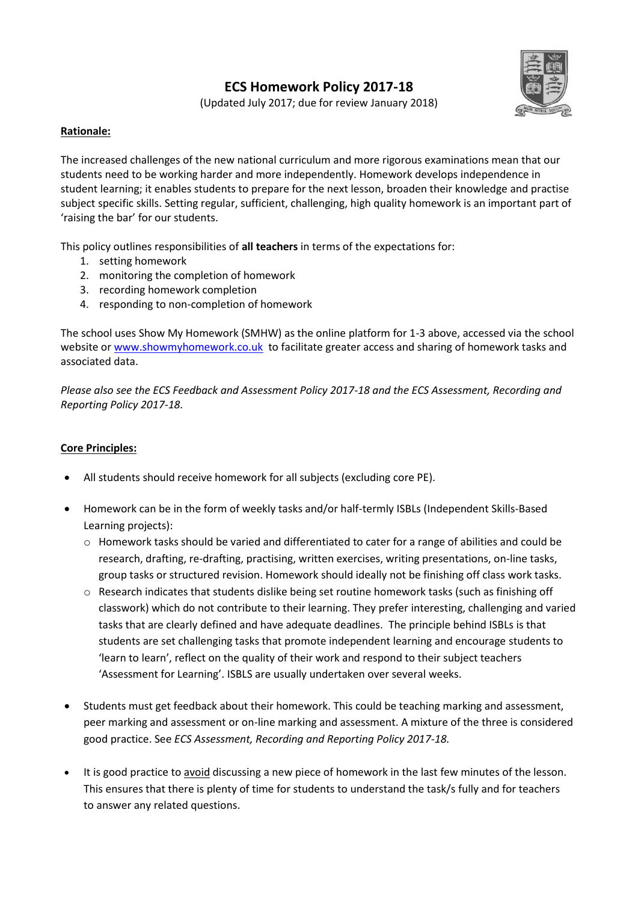# ECS Homework Policy 2017-18

(Updated July 2017; due for review January 2018)

**Rationale:**

The increased challenges of the new national curriculum and more rigorous examinations mean that our students need to be working harder and more independently. Homework develops independence in student learning; it enables students to prepare for the next lesson, broaden their knowledge and practise subject specific skills. Setting regular, sufficient, challenging, high quality homework is an important part of 'raising the bar' for our students.

This policy outlines responsibilities of **all teachers** in terms of the expectations for:

1. setting homework
2. monitoring the completion of homework
3. recording homework completion
4. responding to non-completion of homework

The school uses Show My Homework (SMHW) as the online platform for 1-3 above, accessed via the school website or [www.showmyhomework.co.uk](www.showmyhomework.co.uk) to facilitate greater access and sharing of homework tasks and associated data.

*Please also see the ECS Feedback and Assessment Policy 2017-18 and the ECS Assessment, Recording and Reporting Policy 2017-18.*

**Core Principles:**

- All students should receive homework for all subjects (excluding core PE).
- Homework can be in the form of weekly tasks and/or half-termly ISBLs (Independent Skills-Based Learning projects):
  - Homework tasks should be varied and differentiated to cater for a range of abilities and could be research, drafting, re-drafting, practising, written exercises, writing presentations, on-line tasks, group tasks or structured revision. Homework should ideally not be finishing off class work tasks.
  - Research indicates that students dislike being set routine homework tasks (such as finishing off classwork) which do not contribute to their learning. They prefer interesting, challenging and varied tasks that are clearly defined and have adequate deadlines. The principle behind ISBLs is that students are set challenging tasks that promote independent learning and encourage students to 'learn to learn', reflect on the quality of their work and respond to their subject teachers 'Assessment for Learning'. ISBLS are usually undertaken over several weeks.
- Students must get feedback about their homework. This could be teaching marking and assessment, peer marking and assessment or on-line marking and assessment. A mixture of the three is considered good practice. See *ECS Assessment, Recording and Reporting Policy 2017-18.*
- It is good practice to avoid discussing a new piece of homework in the last few minutes of the lesson. This ensures that there is plenty of time for students to understand the task/s fully and for teachers to answer any related questions.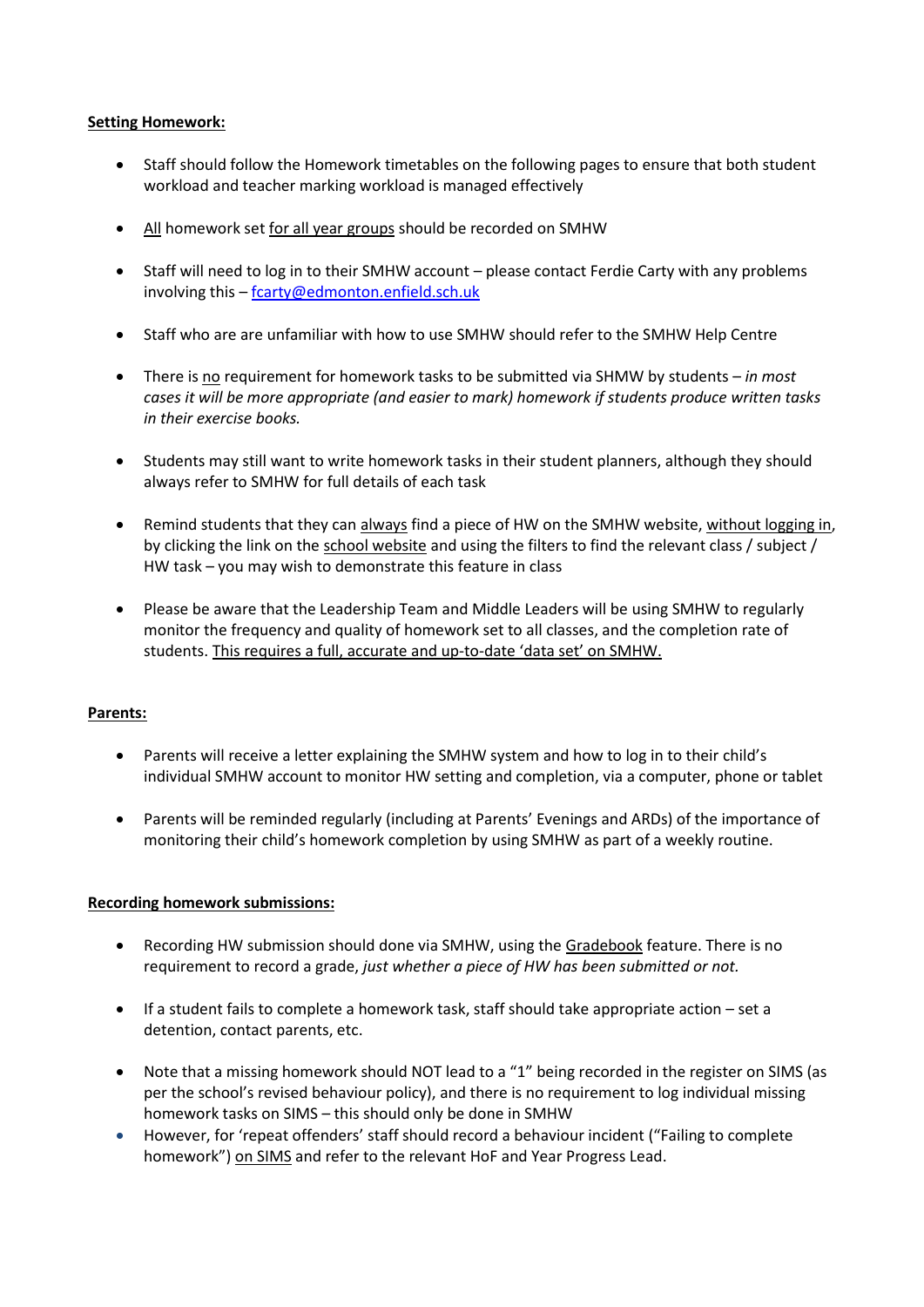**Setting Homework:**

- Staff should follow the Homework timetables on the following pages to ensure that both student workload and teacher marking workload is managed effectively

- All homework set for all year groups should be recorded on SMHW

- Staff will need to log in to their SMHW account – please contact Ferdie Carty with any problems involving this – fcarty@edmonton.enfield.sch.uk

- Staff who are are unfamiliar with how to use SMHW should refer to the SMHW Help Centre

- There is no requirement for homework tasks to be submitted via SHMW by students – *in most cases it will be more appropriate (and easier to mark) homework if students produce written tasks in their exercise books.*

- Students may still want to write homework tasks in their student planners, although they should always refer to SMHW for full details of each task

- Remind students that they can always find a piece of HW on the SMHW website, without logging in, by clicking the link on the school website and using the filters to find the relevant class / subject / HW task – you may wish to demonstrate this feature in class

- Please be aware that the Leadership Team and Middle Leaders will be using SMHW to regularly monitor the frequency and quality of homework set to all classes, and the completion rate of students. This requires a full, accurate and up-to-date 'data set' on SMHW.

**Parents:**

- Parents will receive a letter explaining the SMHW system and how to log in to their child's individual SMHW account to monitor HW setting and completion, via a computer, phone or tablet

- Parents will be reminded regularly (including at Parents' Evenings and ARDs) of the importance of monitoring their child's homework completion by using SMHW as part of a weekly routine.

**Recording homework submissions:**

- Recording HW submission should done via SMHW, using the Gradebook feature. There is no requirement to record a grade, *just whether a piece of HW has been submitted or not.*

- If a student fails to complete a homework task, staff should take appropriate action – set a detention, contact parents, etc.

- Note that a missing homework should NOT lead to a "1" being recorded in the register on SIMS (as per the school's revised behaviour policy), and there is no requirement to log individual missing homework tasks on SIMS – this should only be done in SMHW
- However, for 'repeat offenders' staff should record a behaviour incident ("Failing to complete homework") on SIMS and refer to the relevant HoF and Year Progress Lead.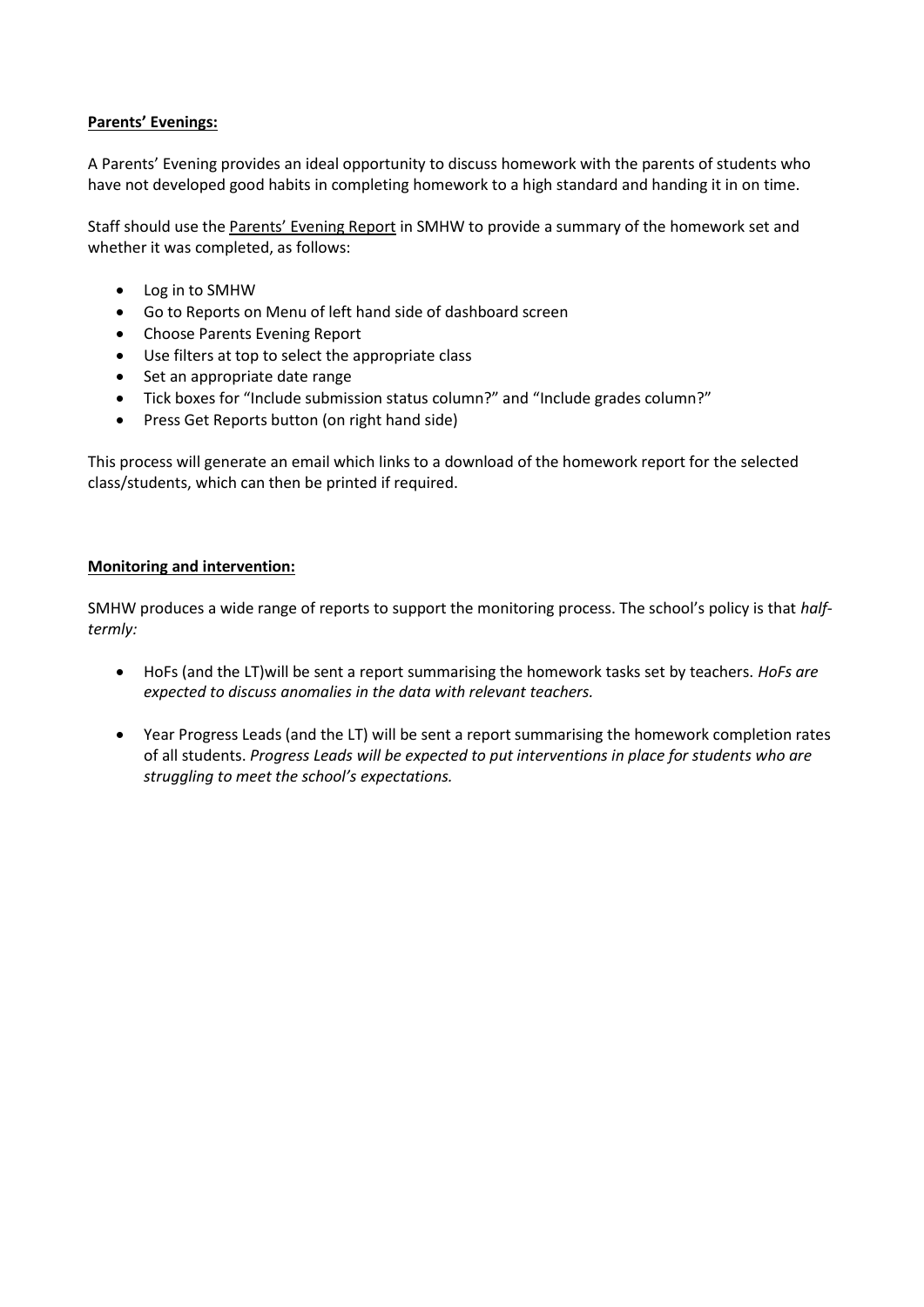**Parents' Evenings:**

A Parents' Evening provides an ideal opportunity to discuss homework with the parents of students who have not developed good habits in completing homework to a high standard and handing it in on time.

Staff should use the Parents' Evening Report in SMHW to provide a summary of the homework set and whether it was completed, as follows:

- Log in to SMHW
- Go to Reports on Menu of left hand side of dashboard screen
- Choose Parents Evening Report
- Use filters at top to select the appropriate class
- Set an appropriate date range
- Tick boxes for "Include submission status column?" and "Include grades column?"
- Press Get Reports button (on right hand side)

This process will generate an email which links to a download of the homework report for the selected class/students, which can then be printed if required.

**Monitoring and intervention:**

SMHW produces a wide range of reports to support the monitoring process. The school's policy is that *half-termly:*

- HoFs (and the LT)will be sent a report summarising the homework tasks set by teachers. *HoFs are expected to discuss anomalies in the data with relevant teachers.*

- Year Progress Leads (and the LT) will be sent a report summarising the homework completion rates of all students. *Progress Leads will be expected to put interventions in place for students who are struggling to meet the school's expectations.*